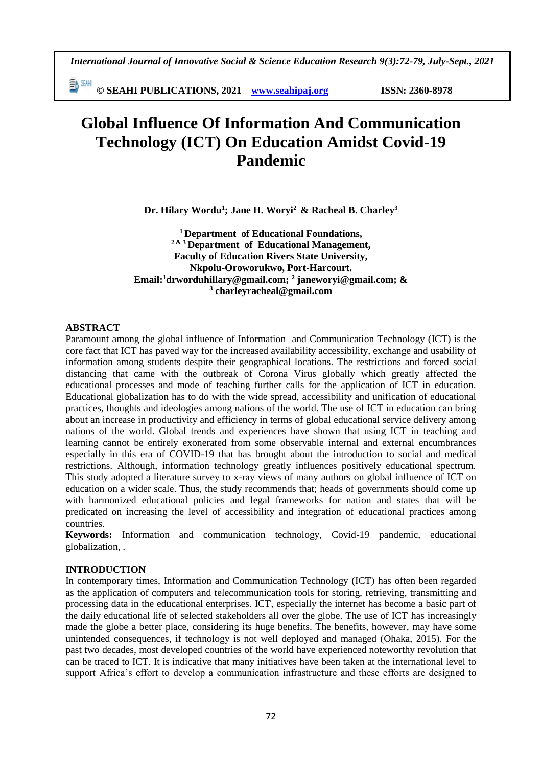# Global Influence Of Information And Communication Technology (ICT) On Education Amidst Covid-19 Pandemic

**Dr. Hilary Wordu[1]; Jane H. Woryi[2] & Racheal B. Charley[3]**

**[1] Department of Educational Foundations,**
**[2 & 3] Department of Educational Management,**
**Faculty of Education Rivers State University,**
**Nkpolu-Oroworukwo, Port-Harcourt.**
**Email:[1]drworduhillary@gmail.com; [2] janeworyi@gmail.com; &**
**[3] charleyracheal@gmail.com**

## ABSTRACT

Paramount among the global influence of Information and Communication Technology (ICT) is the core fact that ICT has paved way for the increased availability accessibility, exchange and usability of information among students despite their geographical locations. The restrictions and forced social distancing that came with the outbreak of Corona Virus globally which greatly affected the educational processes and mode of teaching further calls for the application of ICT in education. Educational globalization has to do with the wide spread, accessibility and unification of educational practices, thoughts and ideologies among nations of the world. The use of ICT in education can bring about an increase in productivity and efficiency in terms of global educational service delivery among nations of the world. Global trends and experiences have shown that using ICT in teaching and learning cannot be entirely exonerated from some observable internal and external encumbrances especially in this era of COVID-19 that has brought about the introduction to social and medical restrictions. Although, information technology greatly influences positively educational spectrum. This study adopted a literature survey to x-ray views of many authors on global influence of ICT on education on a wider scale. Thus, the study recommends that; heads of governments should come up with harmonized educational policies and legal frameworks for nation and states that will be predicated on increasing the level of accessibility and integration of educational practices among countries.

**Keywords:** Information and communication technology, Covid-19 pandemic, educational globalization, .

## INTRODUCTION

In contemporary times, Information and Communication Technology (ICT) has often been regarded as the application of computers and telecommunication tools for storing, retrieving, transmitting and processing data in the educational enterprises. ICT, especially the internet has become a basic part of the daily educational life of selected stakeholders all over the globe. The use of ICT has increasingly made the globe a better place, considering its huge benefits. The benefits, however, may have some unintended consequences, if technology is not well deployed and managed (Ohaka, 2015). For the past two decades, most developed countries of the world have experienced noteworthy revolution that can be traced to ICT. It is indicative that many initiatives have been taken at the international level to support Africa's effort to develop a communication infrastructure and these efforts are designed to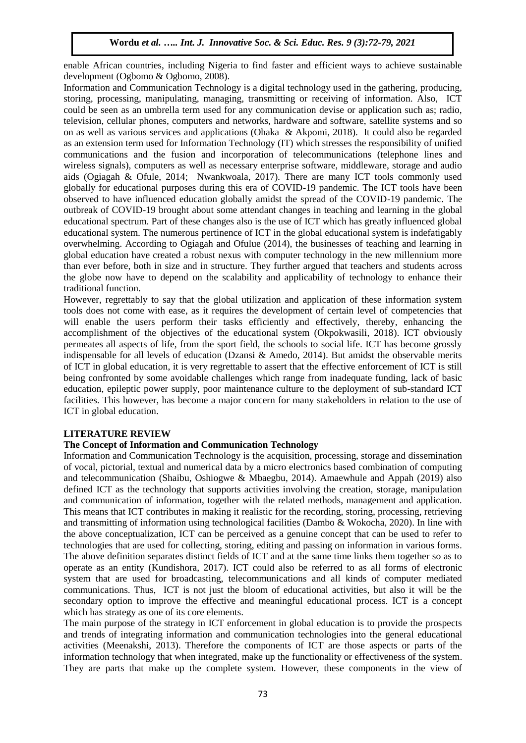enable African countries, including Nigeria to find faster and efficient ways to achieve sustainable development (Ogbomo & Ogbomo, 2008).

Information and Communication Technology is a digital technology used in the gathering, producing, storing, processing, manipulating, managing, transmitting or receiving of information. Also, ICT could be seen as an umbrella term used for any communication devise or application such as; radio, television, cellular phones, computers and networks, hardware and software, satellite systems and so on as well as various services and applications (Ohaka & Akpomi, 2018). It could also be regarded as an extension term used for Information Technology (IT) which stresses the responsibility of unified communications and the fusion and incorporation of telecommunications (telephone lines and wireless signals), computers as well as necessary enterprise software, middleware, storage and audio aids (Ogiagah & Ofule, 2014; Nwankwoala, 2017). There are many ICT tools commonly used globally for educational purposes during this era of COVID-19 pandemic. The ICT tools have been observed to have influenced education globally amidst the spread of the COVID-19 pandemic. The outbreak of COVID-19 brought about some attendant changes in teaching and learning in the global educational spectrum. Part of these changes also is the use of ICT which has greatly influenced global educational system. The numerous pertinence of ICT in the global educational system is indefatigably overwhelming. According to Ogiagah and Ofulue (2014), the businesses of teaching and learning in global education have created a robust nexus with computer technology in the new millennium more than ever before, both in size and in structure. They further argued that teachers and students across the globe now have to depend on the scalability and applicability of technology to enhance their traditional function.

However, regrettably to say that the global utilization and application of these information system tools does not come with ease, as it requires the development of certain level of competencies that will enable the users perform their tasks efficiently and effectively, thereby, enhancing the accomplishment of the objectives of the educational system (Okpokwasili, 2018). ICT obviously permeates all aspects of life, from the sport field, the schools to social life. ICT has become grossly indispensable for all levels of education (Dzansi & Amedo, 2014). But amidst the observable merits of ICT in global education, it is very regrettable to assert that the effective enforcement of ICT is still being confronted by some avoidable challenges which range from inadequate funding, lack of basic education, epileptic power supply, poor maintenance culture to the deployment of sub-standard ICT facilities. This however, has become a major concern for many stakeholders in relation to the use of ICT in global education.

## LITERATURE REVIEW

### The Concept of Information and Communication Technology

Information and Communication Technology is the acquisition, processing, storage and dissemination of vocal, pictorial, textual and numerical data by a micro electronics based combination of computing and telecommunication (Shaibu, Oshiogwe & Mbaegbu, 2014). Amaewhule and Appah (2019) also defined ICT as the technology that supports activities involving the creation, storage, manipulation and communication of information, together with the related methods, management and application. This means that ICT contributes in making it realistic for the recording, storing, processing, retrieving and transmitting of information using technological facilities (Dambo & Wokocha, 2020). In line with the above conceptualization, ICT can be perceived as a genuine concept that can be used to refer to technologies that are used for collecting, storing, editing and passing on information in various forms. The above definition separates distinct fields of ICT and at the same time links them together so as to operate as an entity (Kundishora, 2017). ICT could also be referred to as all forms of electronic system that are used for broadcasting, telecommunications and all kinds of computer mediated communications. Thus, ICT is not just the bloom of educational activities, but also it will be the secondary option to improve the effective and meaningful educational process. ICT is a concept which has strategy as one of its core elements.

The main purpose of the strategy in ICT enforcement in global education is to provide the prospects and trends of integrating information and communication technologies into the general educational activities (Meenakshi, 2013). Therefore the components of ICT are those aspects or parts of the information technology that when integrated, make up the functionality or effectiveness of the system. They are parts that make up the complete system. However, these components in the view of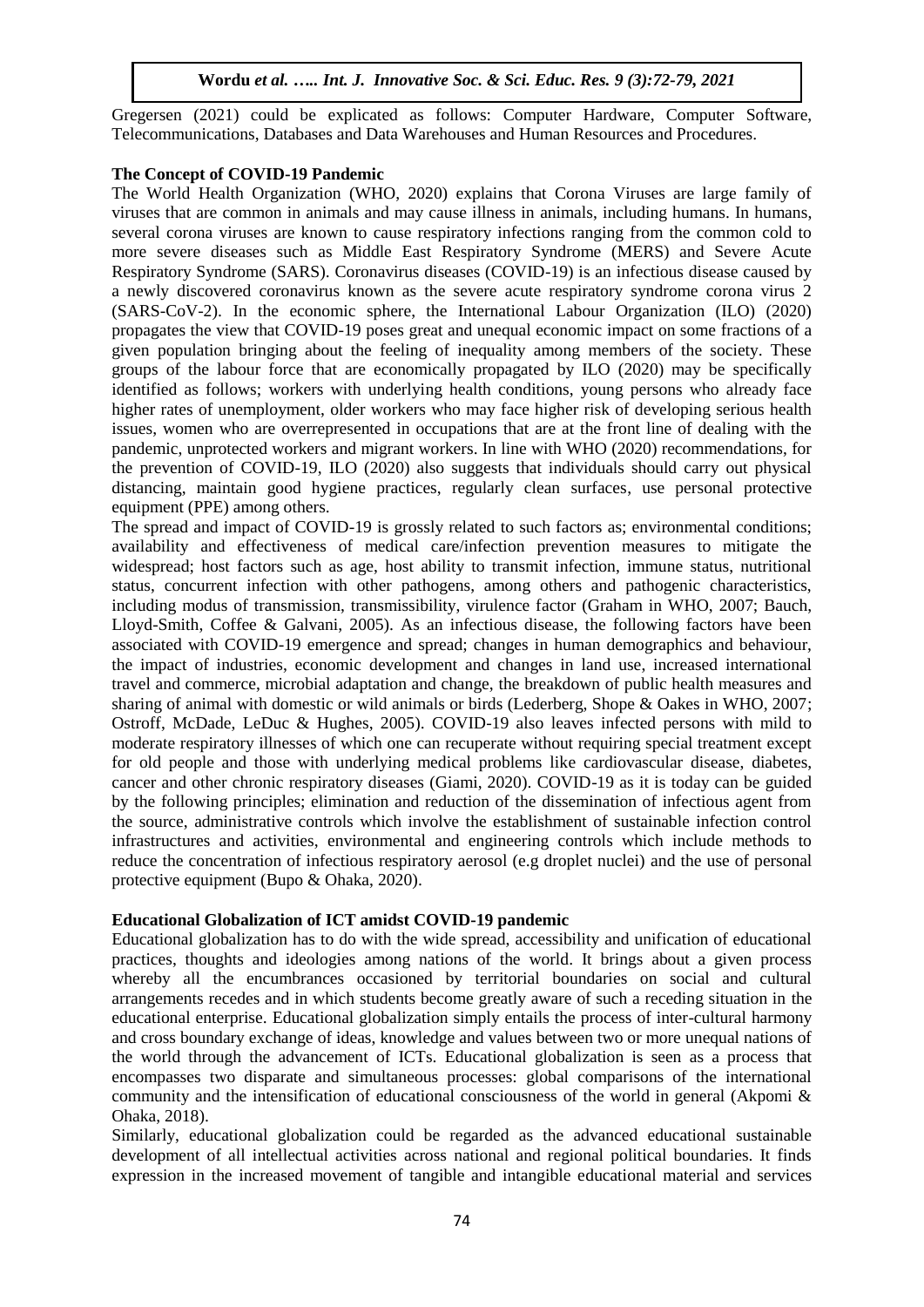Gregersen (2021) could be explicated as follows: Computer Hardware, Computer Software, Telecommunications, Databases and Data Warehouses and Human Resources and Procedures.

**The Concept of COVID-19 Pandemic**

The World Health Organization (WHO, 2020) explains that Corona Viruses are large family of viruses that are common in animals and may cause illness in animals, including humans. In humans, several corona viruses are known to cause respiratory infections ranging from the common cold to more severe diseases such as Middle East Respiratory Syndrome (MERS) and Severe Acute Respiratory Syndrome (SARS). Coronavirus diseases (COVID-19) is an infectious disease caused by a newly discovered coronavirus known as the severe acute respiratory syndrome corona virus 2 (SARS-CoV-2). In the economic sphere, the International Labour Organization (ILO) (2020) propagates the view that COVID-19 poses great and unequal economic impact on some fractions of a given population bringing about the feeling of inequality among members of the society. These groups of the labour force that are economically propagated by ILO (2020) may be specifically identified as follows; workers with underlying health conditions, young persons who already face higher rates of unemployment, older workers who may face higher risk of developing serious health issues, women who are overrepresented in occupations that are at the front line of dealing with the pandemic, unprotected workers and migrant workers. In line with WHO (2020) recommendations, for the prevention of COVID-19, ILO (2020) also suggests that individuals should carry out physical distancing, maintain good hygiene practices, regularly clean surfaces, use personal protective equipment (PPE) among others.

The spread and impact of COVID-19 is grossly related to such factors as; environmental conditions; availability and effectiveness of medical care/infection prevention measures to mitigate the widespread; host factors such as age, host ability to transmit infection, immune status, nutritional status, concurrent infection with other pathogens, among others and pathogenic characteristics, including modus of transmission, transmissibility, virulence factor (Graham in WHO, 2007; Bauch, Lloyd-Smith, Coffee & Galvani, 2005). As an infectious disease, the following factors have been associated with COVID-19 emergence and spread; changes in human demographics and behaviour, the impact of industries, economic development and changes in land use, increased international travel and commerce, microbial adaptation and change, the breakdown of public health measures and sharing of animal with domestic or wild animals or birds (Lederberg, Shope & Oakes in WHO, 2007; Ostroff, McDade, LeDuc & Hughes, 2005). COVID-19 also leaves infected persons with mild to moderate respiratory illnesses of which one can recuperate without requiring special treatment except for old people and those with underlying medical problems like cardiovascular disease, diabetes, cancer and other chronic respiratory diseases (Giami, 2020). COVID-19 as it is today can be guided by the following principles; elimination and reduction of the dissemination of infectious agent from the source, administrative controls which involve the establishment of sustainable infection control infrastructures and activities, environmental and engineering controls which include methods to reduce the concentration of infectious respiratory aerosol (e.g droplet nuclei) and the use of personal protective equipment (Bupo & Ohaka, 2020).

**Educational Globalization of ICT amidst COVID-19 pandemic**

Educational globalization has to do with the wide spread, accessibility and unification of educational practices, thoughts and ideologies among nations of the world. It brings about a given process whereby all the encumbrances occasioned by territorial boundaries on social and cultural arrangements recedes and in which students become greatly aware of such a receding situation in the educational enterprise. Educational globalization simply entails the process of inter-cultural harmony and cross boundary exchange of ideas, knowledge and values between two or more unequal nations of the world through the advancement of ICTs. Educational globalization is seen as a process that encompasses two disparate and simultaneous processes: global comparisons of the international community and the intensification of educational consciousness of the world in general (Akpomi & Ohaka, 2018).

Similarly, educational globalization could be regarded as the advanced educational sustainable development of all intellectual activities across national and regional political boundaries. It finds expression in the increased movement of tangible and intangible educational material and services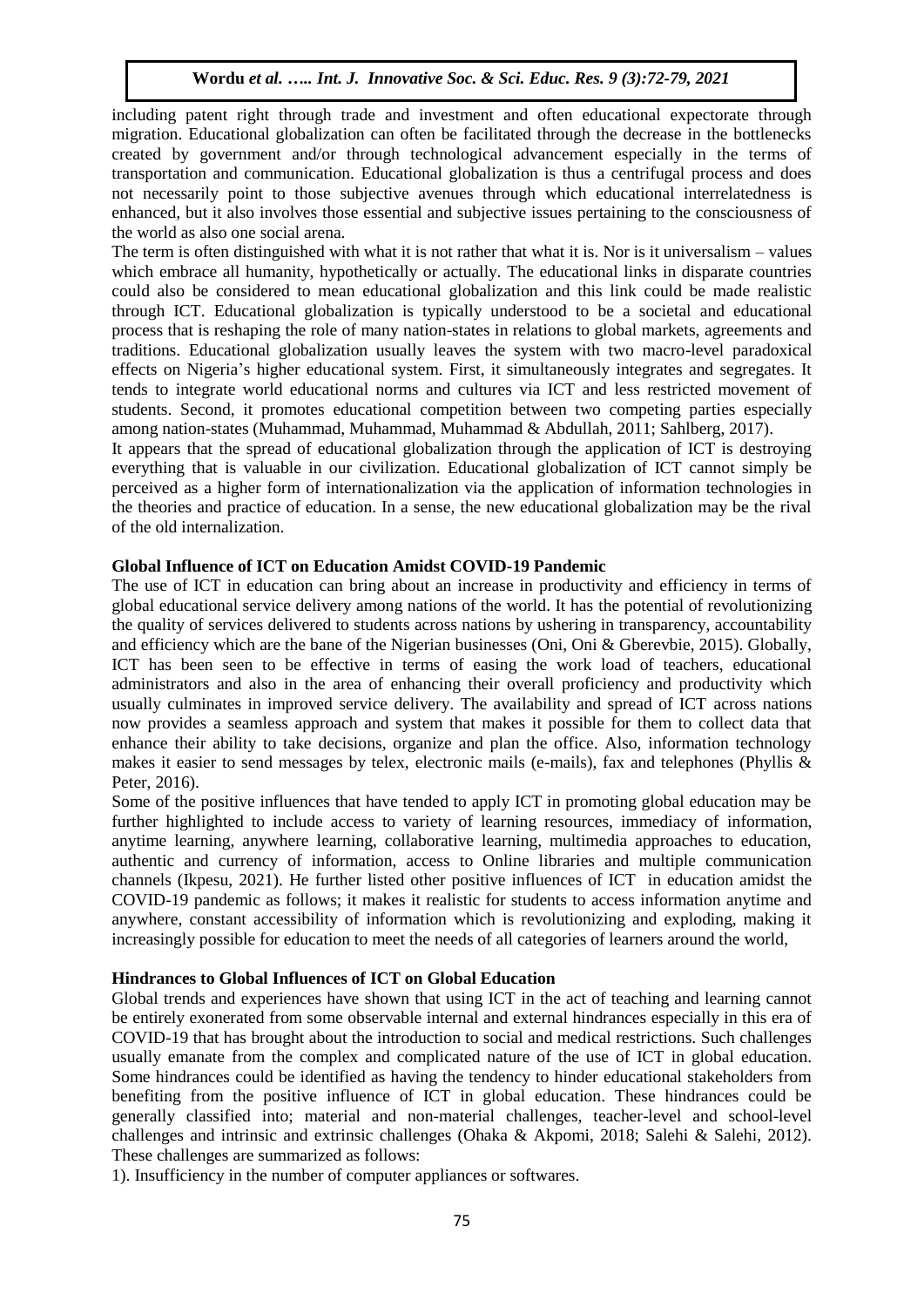including patent right through trade and investment and often educational expectorate through migration. Educational globalization can often be facilitated through the decrease in the bottlenecks created by government and/or through technological advancement especially in the terms of transportation and communication. Educational globalization is thus a centrifugal process and does not necessarily point to those subjective avenues through which educational interrelatedness is enhanced, but it also involves those essential and subjective issues pertaining to the consciousness of the world as also one social arena.

The term is often distinguished with what it is not rather that what it is. Nor is it universalism – values which embrace all humanity, hypothetically or actually. The educational links in disparate countries could also be considered to mean educational globalization and this link could be made realistic through ICT. Educational globalization is typically understood to be a societal and educational process that is reshaping the role of many nation-states in relations to global markets, agreements and traditions. Educational globalization usually leaves the system with two macro-level paradoxical effects on Nigeria's higher educational system. First, it simultaneously integrates and segregates. It tends to integrate world educational norms and cultures via ICT and less restricted movement of students. Second, it promotes educational competition between two competing parties especially among nation-states (Muhammad, Muhammad, Muhammad & Abdullah, 2011; Sahlberg, 2017).

It appears that the spread of educational globalization through the application of ICT is destroying everything that is valuable in our civilization. Educational globalization of ICT cannot simply be perceived as a higher form of internationalization via the application of information technologies in the theories and practice of education. In a sense, the new educational globalization may be the rival of the old internalization.

**Global Influence of ICT on Education Amidst COVID-19 Pandemic**

The use of ICT in education can bring about an increase in productivity and efficiency in terms of global educational service delivery among nations of the world. It has the potential of revolutionizing the quality of services delivered to students across nations by ushering in transparency, accountability and efficiency which are the bane of the Nigerian businesses (Oni, Oni & Gberevbie, 2015). Globally, ICT has been seen to be effective in terms of easing the work load of teachers, educational administrators and also in the area of enhancing their overall proficiency and productivity which usually culminates in improved service delivery. The availability and spread of ICT across nations now provides a seamless approach and system that makes it possible for them to collect data that enhance their ability to take decisions, organize and plan the office. Also, information technology makes it easier to send messages by telex, electronic mails (e-mails), fax and telephones (Phyllis & Peter, 2016).

Some of the positive influences that have tended to apply ICT in promoting global education may be further highlighted to include access to variety of learning resources, immediacy of information, anytime learning, anywhere learning, collaborative learning, multimedia approaches to education, authentic and currency of information, access to Online libraries and multiple communication channels (Ikpesu, 2021). He further listed other positive influences of ICT in education amidst the COVID-19 pandemic as follows; it makes it realistic for students to access information anytime and anywhere, constant accessibility of information which is revolutionizing and exploding, making it increasingly possible for education to meet the needs of all categories of learners around the world,

**Hindrances to Global Influences of ICT on Global Education**

Global trends and experiences have shown that using ICT in the act of teaching and learning cannot be entirely exonerated from some observable internal and external hindrances especially in this era of COVID-19 that has brought about the introduction to social and medical restrictions. Such challenges usually emanate from the complex and complicated nature of the use of ICT in global education. Some hindrances could be identified as having the tendency to hinder educational stakeholders from benefiting from the positive influence of ICT in global education. These hindrances could be generally classified into; material and non-material challenges, teacher-level and school-level challenges and intrinsic and extrinsic challenges (Ohaka & Akpomi, 2018; Salehi & Salehi, 2012). These challenges are summarized as follows:

1). Insufficiency in the number of computer appliances or softwares.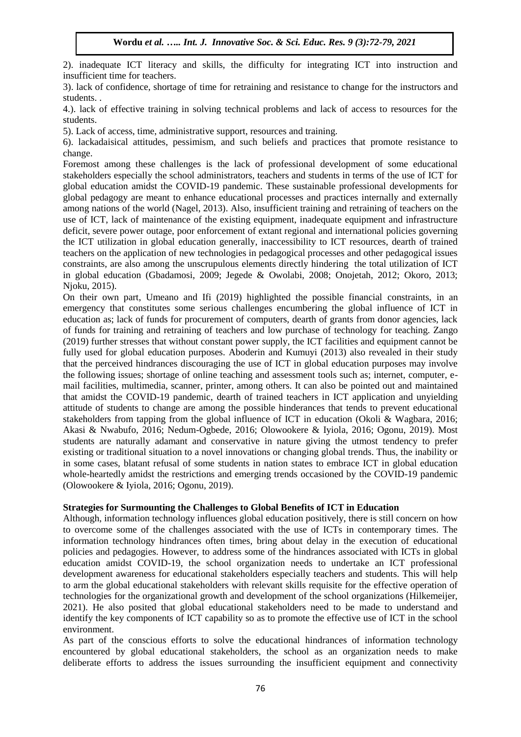2). inadequate ICT literacy and skills, the difficulty for integrating ICT into instruction and insufficient time for teachers.

3). lack of confidence, shortage of time for retraining and resistance to change for the instructors and students. .

4.). lack of effective training in solving technical problems and lack of access to resources for the students.

5). Lack of access, time, administrative support, resources and training.

6). lackadaisical attitudes, pessimism, and such beliefs and practices that promote resistance to change.

Foremost among these challenges is the lack of professional development of some educational stakeholders especially the school administrators, teachers and students in terms of the use of ICT for global education amidst the COVID-19 pandemic. These sustainable professional developments for global pedagogy are meant to enhance educational processes and practices internally and externally among nations of the world (Nagel, 2013). Also, insufficient training and retraining of teachers on the use of ICT, lack of maintenance of the existing equipment, inadequate equipment and infrastructure deficit, severe power outage, poor enforcement of extant regional and international policies governing the ICT utilization in global education generally, inaccessibility to ICT resources, dearth of trained teachers on the application of new technologies in pedagogical processes and other pedagogical issues constraints, are also among the unscrupulous elements directly hindering the total utilization of ICT in global education (Gbadamosi, 2009; Jegede & Owolabi, 2008; Onojetah, 2012; Okoro, 2013; Njoku, 2015).

On their own part, Umeano and Ifi (2019) highlighted the possible financial constraints, in an emergency that constitutes some serious challenges encumbering the global influence of ICT in education as; lack of funds for procurement of computers, dearth of grants from donor agencies, lack of funds for training and retraining of teachers and low purchase of technology for teaching. Zango (2019) further stresses that without constant power supply, the ICT facilities and equipment cannot be fully used for global education purposes. Aboderin and Kumuyi (2013) also revealed in their study that the perceived hindrances discouraging the use of ICT in global education purposes may involve the following issues; shortage of online teaching and assessment tools such as; internet, computer, e-mail facilities, multimedia, scanner, printer, among others. It can also be pointed out and maintained that amidst the COVID-19 pandemic, dearth of trained teachers in ICT application and unyielding attitude of students to change are among the possible hinderances that tends to prevent educational stakeholders from tapping from the global influence of ICT in education (Okoli & Wagbara, 2016; Akasi & Nwabufo, 2016; Nedum-Ogbede, 2016; Olowookere & Iyiola, 2016; Ogonu, 2019). Most students are naturally adamant and conservative in nature giving the utmost tendency to prefer existing or traditional situation to a novel innovations or changing global trends. Thus, the inability or in some cases, blatant refusal of some students in nation states to embrace ICT in global education whole-heartedly amidst the restrictions and emerging trends occasioned by the COVID-19 pandemic (Olowookere & Iyiola, 2016; Ogonu, 2019).

**Strategies for Surmounting the Challenges to Global Benefits of ICT in Education**

Although, information technology influences global education positively, there is still concern on how to overcome some of the challenges associated with the use of ICTs in contemporary times. The information technology hindrances often times, bring about delay in the execution of educational policies and pedagogies. However, to address some of the hindrances associated with ICTs in global education amidst COVID-19, the school organization needs to undertake an ICT professional development awareness for educational stakeholders especially teachers and students. This will help to arm the global educational stakeholders with relevant skills requisite for the effective operation of technologies for the organizational growth and development of the school organizations (Hilkemeijer, 2021). He also posited that global educational stakeholders need to be made to understand and identify the key components of ICT capability so as to promote the effective use of ICT in the school environment.

As part of the conscious efforts to solve the educational hindrances of information technology encountered by global educational stakeholders, the school as an organization needs to make deliberate efforts to address the issues surrounding the insufficient equipment and connectivity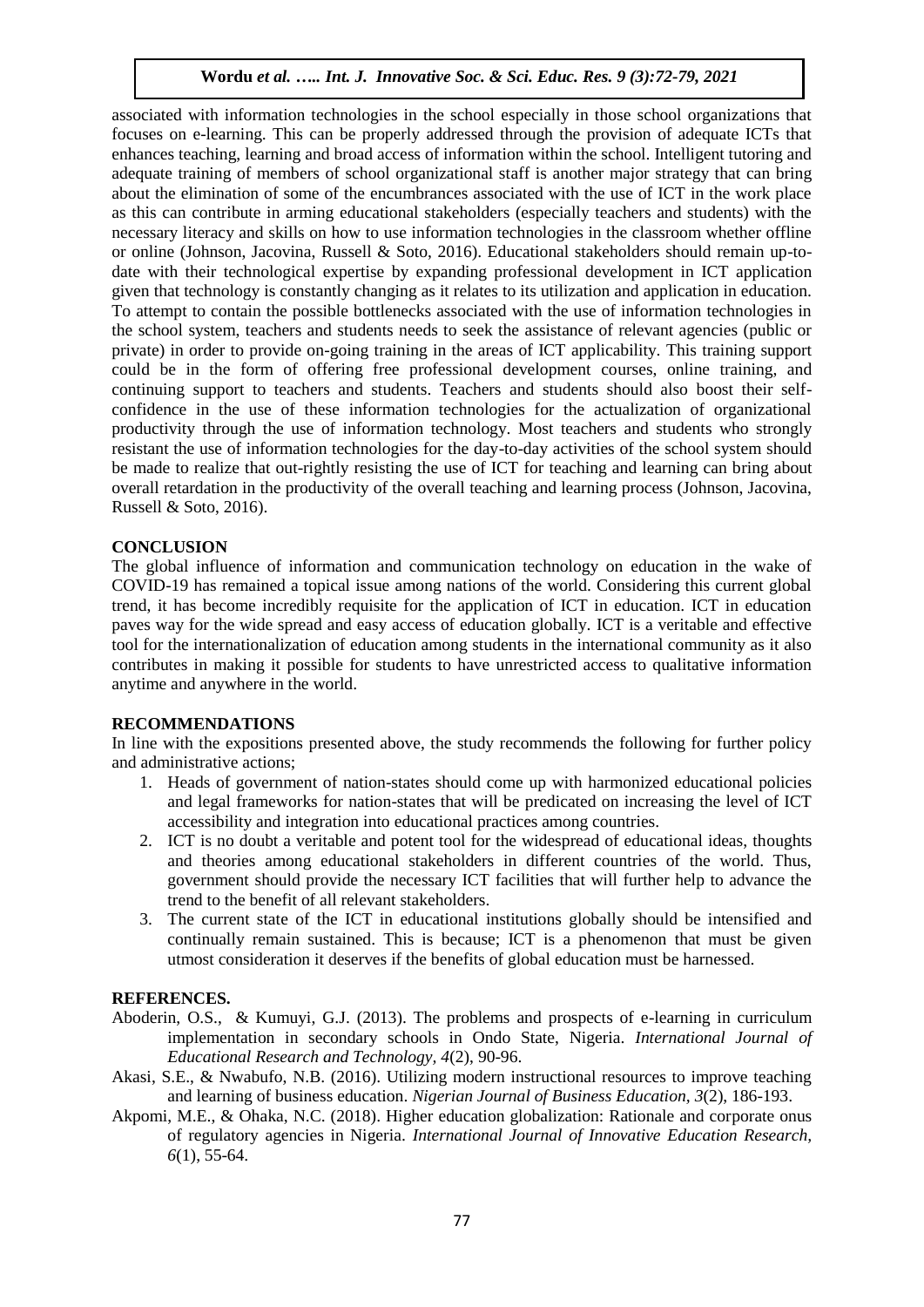associated with information technologies in the school especially in those school organizations that focuses on e-learning. This can be properly addressed through the provision of adequate ICTs that enhances teaching, learning and broad access of information within the school. Intelligent tutoring and adequate training of members of school organizational staff is another major strategy that can bring about the elimination of some of the encumbrances associated with the use of ICT in the work place as this can contribute in arming educational stakeholders (especially teachers and students) with the necessary literacy and skills on how to use information technologies in the classroom whether offline or online (Johnson, Jacovina, Russell & Soto, 2016). Educational stakeholders should remain up-to-date with their technological expertise by expanding professional development in ICT application given that technology is constantly changing as it relates to its utilization and application in education. To attempt to contain the possible bottlenecks associated with the use of information technologies in the school system, teachers and students needs to seek the assistance of relevant agencies (public or private) in order to provide on-going training in the areas of ICT applicability. This training support could be in the form of offering free professional development courses, online training, and continuing support to teachers and students. Teachers and students should also boost their self-confidence in the use of these information technologies for the actualization of organizational productivity through the use of information technology. Most teachers and students who strongly resistant the use of information technologies for the day-to-day activities of the school system should be made to realize that out-rightly resisting the use of ICT for teaching and learning can bring about overall retardation in the productivity of the overall teaching and learning process (Johnson, Jacovina, Russell & Soto, 2016).

## CONCLUSION

The global influence of information and communication technology on education in the wake of COVID-19 has remained a topical issue among nations of the world. Considering this current global trend, it has become incredibly requisite for the application of ICT in education. ICT in education paves way for the wide spread and easy access of education globally. ICT is a veritable and effective tool for the internationalization of education among students in the international community as it also contributes in making it possible for students to have unrestricted access to qualitative information anytime and anywhere in the world.

## RECOMMENDATIONS

In line with the expositions presented above, the study recommends the following for further policy and administrative actions;

1. Heads of government of nation-states should come up with harmonized educational policies and legal frameworks for nation-states that will be predicated on increasing the level of ICT accessibility and integration into educational practices among countries.
2. ICT is no doubt a veritable and potent tool for the widespread of educational ideas, thoughts and theories among educational stakeholders in different countries of the world. Thus, government should provide the necessary ICT facilities that will further help to advance the trend to the benefit of all relevant stakeholders.
3. The current state of the ICT in educational institutions globally should be intensified and continually remain sustained. This is because; ICT is a phenomenon that must be given utmost consideration it deserves if the benefits of global education must be harnessed.

## REFERENCES.

Aboderin, O.S., & Kumuyi, G.J. (2013). The problems and prospects of e-learning in curriculum implementation in secondary schools in Ondo State, Nigeria. *International Journal of Educational Research and Technology, 4*(2), 90-96.

Akasi, S.E., & Nwabufo, N.B. (2016). Utilizing modern instructional resources to improve teaching and learning of business education. *Nigerian Journal of Business Education, 3*(2), 186-193.

Akpomi, M.E., & Ohaka, N.C. (2018). Higher education globalization: Rationale and corporate onus of regulatory agencies in Nigeria. *International Journal of Innovative Education Research, 6*(1), 55-64.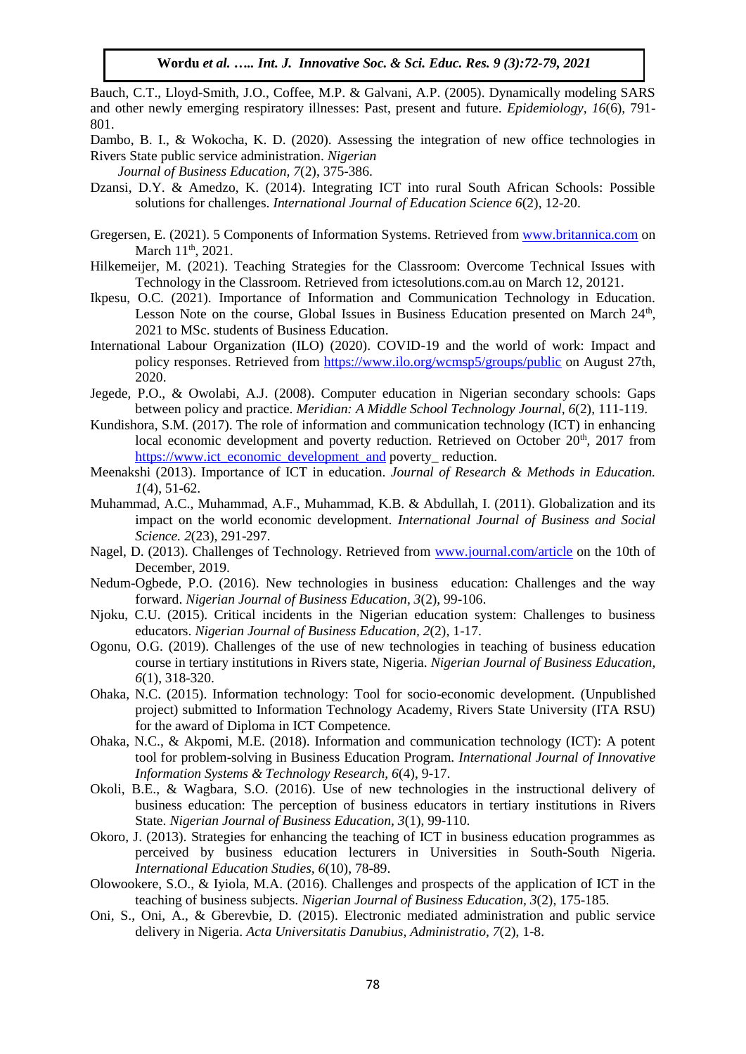Bauch, C.T., Lloyd-Smith, J.O., Coffee, M.P. & Galvani, A.P. (2005). Dynamically modeling SARS and other newly emerging respiratory illnesses: Past, present and future. *Epidemiology, 16*(6), 791-801.

Dambo, B. I., & Wokocha, K. D. (2020). Assessing the integration of new office technologies in Rivers State public service administration. *Nigerian Journal of Business Education, 7*(2), 375-386.

Dzansi, D.Y. & Amedzo, K. (2014). Integrating ICT into rural South African Schools: Possible solutions for challenges. *International Journal of Education Science 6*(2), 12-20.

Gregersen, E. (2021). 5 Components of Information Systems. Retrieved from www.britannica.com on March 11th, 2021.

Hilkemeijer, M. (2021). Teaching Strategies for the Classroom: Overcome Technical Issues with Technology in the Classroom. Retrieved from ictesolutions.com.au on March 12, 20121.

Ikpesu, O.C. (2021). Importance of Information and Communication Technology in Education. Lesson Note on the course, Global Issues in Business Education presented on March 24th, 2021 to MSc. students of Business Education.

International Labour Organization (ILO) (2020). COVID-19 and the world of work: Impact and policy responses. Retrieved from https://www.ilo.org/wcmsp5/groups/public on August 27th, 2020.

Jegede, P.O., & Owolabi, A.J. (2008). Computer education in Nigerian secondary schools: Gaps between policy and practice. *Meridian: A Middle School Technology Journal, 6*(2), 111-119.

Kundishora, S.M. (2017). The role of information and communication technology (ICT) in enhancing local economic development and poverty reduction. Retrieved on October 20th, 2017 from https://www.ict_economic_development_and poverty_ reduction.

Meenakshi (2013). Importance of ICT in education. *Journal of Research & Methods in Education. 1*(4), 51-62.

Muhammad, A.C., Muhammad, A.F., Muhammad, K.B. & Abdullah, I. (2011). Globalization and its impact on the world economic development. *International Journal of Business and Social Science. 2*(23), 291-297.

Nagel, D. (2013). Challenges of Technology. Retrieved from www.journal.com/article on the 10th of December, 2019.

Nedum-Ogbede, P.O. (2016). New technologies in business education: Challenges and the way forward. *Nigerian Journal of Business Education, 3*(2), 99-106.

Njoku, C.U. (2015). Critical incidents in the Nigerian education system: Challenges to business educators. *Nigerian Journal of Business Education, 2*(2), 1-17.

Ogonu, O.G. (2019). Challenges of the use of new technologies in teaching of business education course in tertiary institutions in Rivers state, Nigeria. *Nigerian Journal of Business Education, 6*(1), 318-320.

Ohaka, N.C. (2015). Information technology: Tool for socio-economic development. (Unpublished project) submitted to Information Technology Academy, Rivers State University (ITA RSU) for the award of Diploma in ICT Competence.

Ohaka, N.C., & Akpomi, M.E. (2018). Information and communication technology (ICT): A potent tool for problem-solving in Business Education Program. *International Journal of Innovative Information Systems & Technology Research, 6*(4), 9-17.

Okoli, B.E., & Wagbara, S.O. (2016). Use of new technologies in the instructional delivery of business education: The perception of business educators in tertiary institutions in Rivers State. *Nigerian Journal of Business Education, 3*(1), 99-110.

Okoro, J. (2013). Strategies for enhancing the teaching of ICT in business education programmes as perceived by business education lecturers in Universities in South-South Nigeria. *International Education Studies, 6*(10), 78-89.

Olowookere, S.O., & Iyiola, M.A. (2016). Challenges and prospects of the application of ICT in the teaching of business subjects. *Nigerian Journal of Business Education, 3*(2), 175-185.

Oni, S., Oni, A., & Gberevbie, D. (2015). Electronic mediated administration and public service delivery in Nigeria. *Acta Universitatis Danubius, Administratio, 7*(2), 1-8.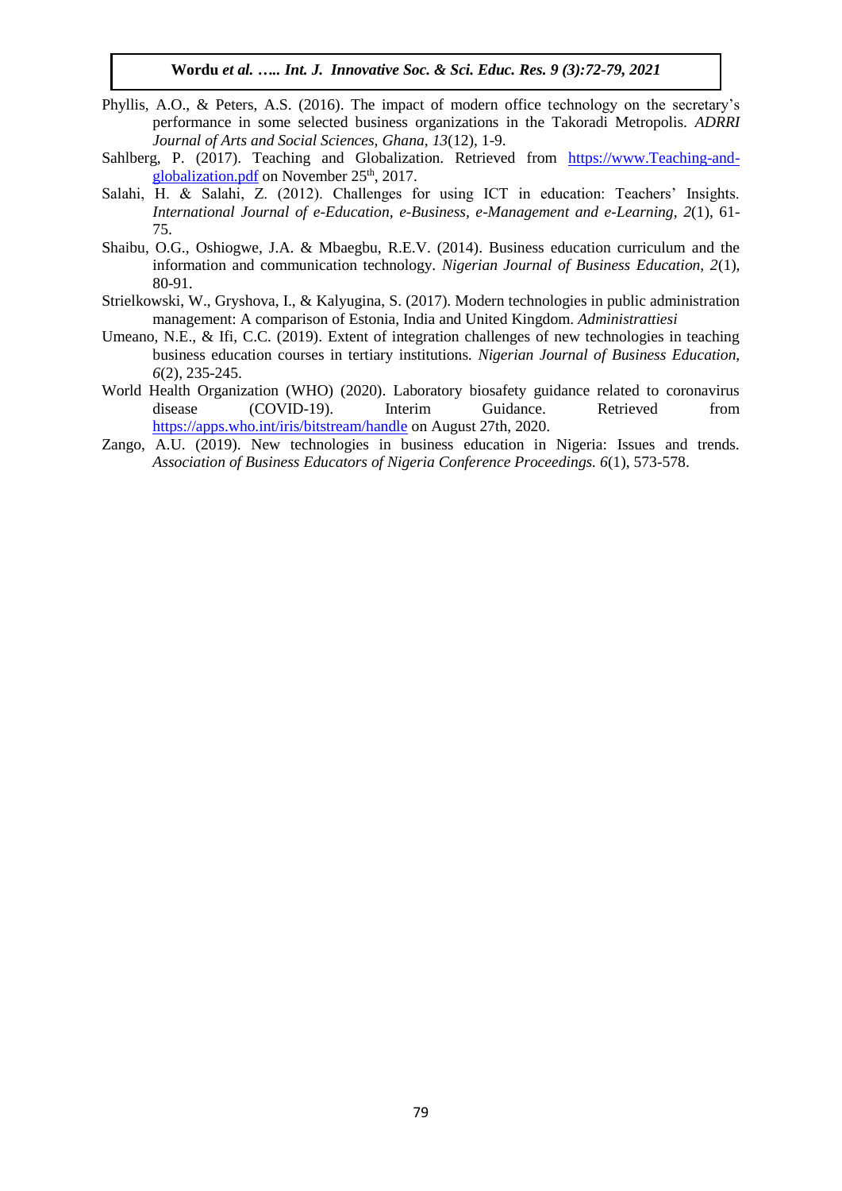Phyllis, A.O., & Peters, A.S. (2016). The impact of modern office technology on the secretary's performance in some selected business organizations in the Takoradi Metropolis. *ADRRI Journal of Arts and Social Sciences, Ghana*, *13*(12), 1-9.

Sahlberg, P. (2017). Teaching and Globalization. Retrieved from https://www.Teaching-and-globalization.pdf on November 25th, 2017.

Salahi, H. & Salahi, Z. (2012). Challenges for using ICT in education: Teachers' Insights. *International Journal of e-Education, e-Business, e-Management and e-Learning*, *2*(1), 61-75.

Shaibu, O.G., Oshiogwe, J.A. & Mbaegbu, R.E.V. (2014). Business education curriculum and the information and communication technology. *Nigerian Journal of Business Education, 2*(1), 80-91.

Strielkowski, W., Gryshova, I., & Kalyugina, S. (2017). Modern technologies in public administration management: A comparison of Estonia, India and United Kingdom. *Administrattiesi*

Umeano, N.E., & Ifi, C.C. (2019). Extent of integration challenges of new technologies in teaching business education courses in tertiary institutions. *Nigerian Journal of Business Education, 6*(2), 235-245.

World Health Organization (WHO) (2020). Laboratory biosafety guidance related to coronavirus disease (COVID-19). Interim Guidance. Retrieved from https://apps.who.int/iris/bitstream/handle on August 27th, 2020.

Zango, A.U. (2019). New technologies in business education in Nigeria: Issues and trends. *Association of Business Educators of Nigeria Conference Proceedings. 6*(1), 573-578.